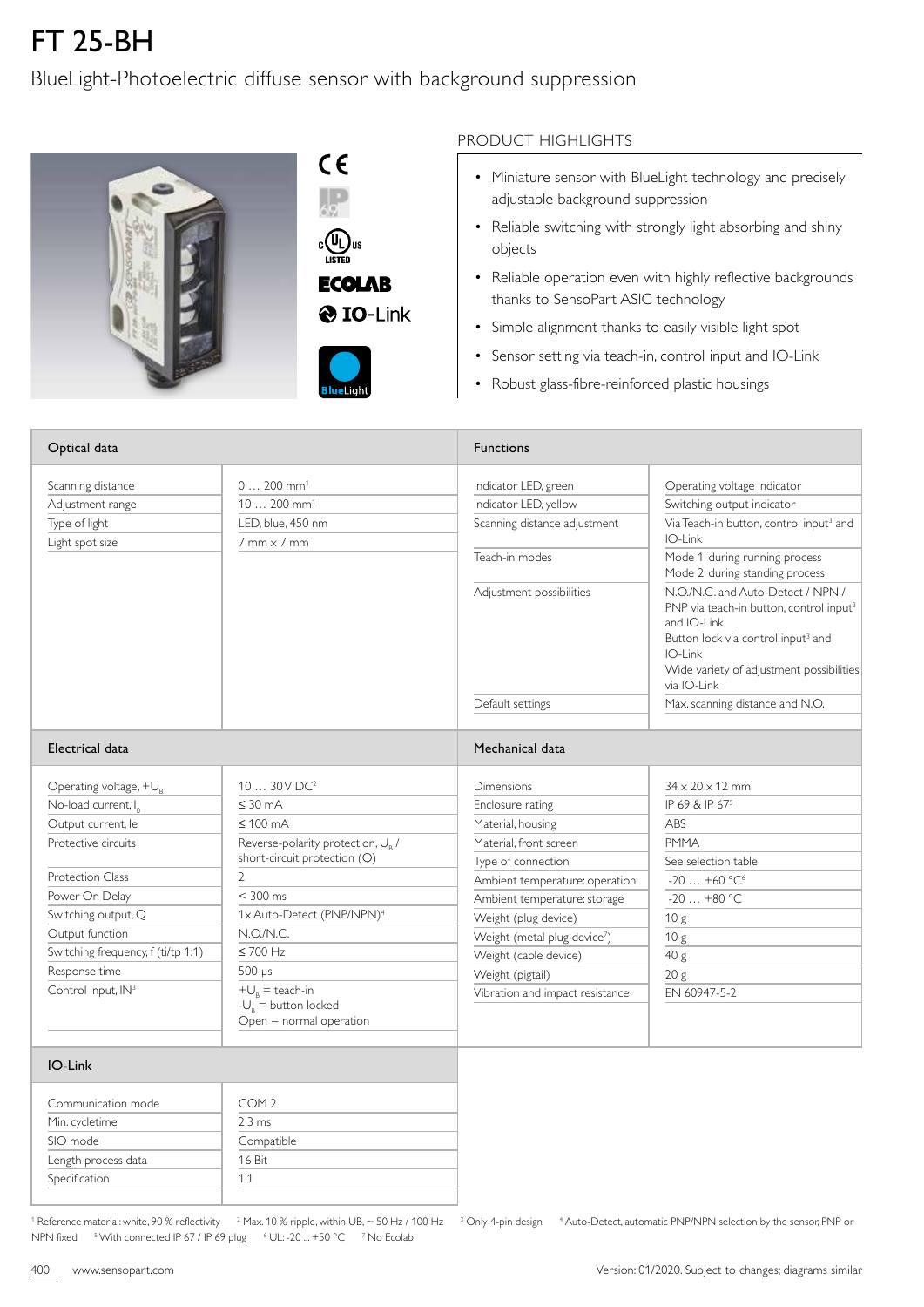# FT 25-BH

BlueLight-Photoelectric diffuse sensor with background suppression

CE

IP 69

c UL us LISTED

ECOLAB

IO-Link

BlueLight

## PRODUCT HIGHLIGHTS

- Miniature sensor with BlueLight technology and precisely adjustable background suppression
- Reliable switching with strongly light absorbing and shiny objects
- Reliable operation even with highly reflective backgrounds thanks to SensoPart ASIC technology
- Simple alignment thanks to easily visible light spot
- Sensor setting via teach-in, control input and IO-Link
- Robust glass-fibre-reinforced plastic housings

| Optical data | |
|---|---|
| Scanning distance | 0 … 200 mm[1] |
| Adjustment range | 10 … 200 mm[1] |
| Type of light | LED, blue, 450 nm |
| Light spot size | 7 mm x 7 mm |

| Functions | |
|---|---|
| Indicator LED, green | Operating voltage indicator |
| Indicator LED, yellow | Switching output indicator |
| Scanning distance adjustment | Via Teach-in button, control input[3] and IO-Link |
| Teach-in modes | Mode 1: during running process<br>Mode 2: during standing process |
| Adjustment possibilities | N.O./N.C. and Auto-Detect / NPN / PNP via teach-in button, control input[3] and IO-Link<br>Button lock via control input[3] and IO-Link<br>Wide variety of adjustment possibilities via IO-Link |
| Default settings | Max. scanning distance and N.O. |

| Electrical data | |
|---|---|
| Operating voltage, $+U_B$ | 10 … 30 V DC[2] |
| No-load current, $I_0$ | ≤ 30 mA |
| Output current, Ie | ≤ 100 mA |
| Protective circuits | Reverse-polarity protection, $U_B$ / short-circuit protection (Q) |
| Protection Class | 2 |
| Power On Delay | < 300 ms |
| Switching output, Q | 1x Auto-Detect (PNP/NPN)[4] |
| Output function | N.O./N.C. |
| Switching frequency, f (ti/tp 1:1) | ≤ 700 Hz |
| Response time | 500 µs |
| Control input, IN[3] | $+U_B$ = teach-in<br>$-U_B$ = button locked<br>Open = normal operation |

| Mechanical data | |
|---|---|
| Dimensions | 34 x 20 x 12 mm |
| Enclosure rating | IP 69 & IP 67[5] |
| Material, housing | ABS |
| Material, front screen | PMMA |
| Type of connection | See selection table |
| Ambient temperature: operation | -20 … +60 °C[6] |
| Ambient temperature: storage | -20 … +80 °C |
| Weight (plug device) | 10 g |
| Weight (metal plug device[7]) | 10 g |
| Weight (cable device) | 40 g |
| Weight (pigtail) | 20 g |
| Vibration and impact resistance | EN 60947-5-2 |

| IO-Link | |
|---|---|
| Communication mode | COM 2 |
| Min. cycletime | 2.3 ms |
| SIO mode | Compatible |
| Length process data | 16 Bit |
| Specification | 1.1 |

[1] Reference material: white, 90 % reflectivity [2] Max. 10 % ripple, within UB, ~ 50 Hz / 100 Hz [3] Only 4-pin design [4] Auto-Detect, automatic PNP/NPN selection by the sensor, PNP or NPN fixed [5] With connected IP 67 / IP 69 plug [6] UL: -20 ... +50 °C [7] No Ecolab

www.sensopart.com

Version: 01/2020. Subject to changes; diagrams similar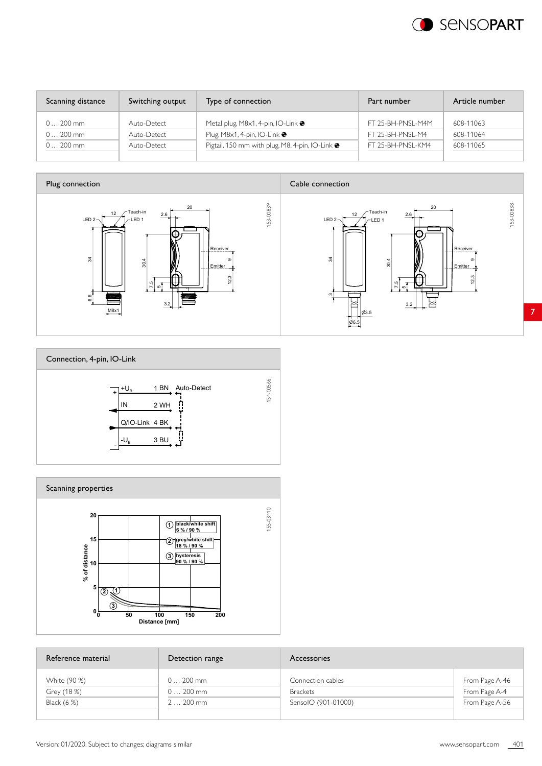| Scanning distance | Switching output | Type of connection | Part number | Article number |
|---|---|---|---|---|
| 0 … 200 mm | Auto-Detect | Metal plug, M8x1, 4-pin, IO-Link ❷ | FT 25-BH-PNSL-M4M | 608-11063 |
| 0 … 200 mm | Auto-Detect | Plug, M8x1, 4-pin, IO-Link ❷ | FT 25-BH-PNSL-M4 | 608-11064 |
| 0 … 200 mm | Auto-Detect | Pigtail, 150 mm with plug, M8, 4-pin, IO-Link ❷ | FT 25-BH-PNSL-KM4 | 608-11065 |

## Plug connection

153-00839

12 Teach-in LED 2 LED 1 34 6.6 M8x1 2.6 20 30.4 7.5 5 3.2 Receiver Emitter 9 12.3

## Cable connection

153-00838

12 Teach-in LED 2 LED 1 34 3 Ø3.5 Ø6.5 2.6 20 30.4 7.5 5 3.2 Receiver Emitter 9 12.3

## Connection, 4-pin, IO-Link

154-00566

+ $+U_B$ 1 BN Auto-Detect

IN 2 WH

Q/IO-Link 4 BK

$-U_B$ 3 BU

## Scanning properties

155-03410

% of distance

20 15 10 5 0

0 50 100 150 200

Distance [mm]

① black/white shift 6 % / 90 %

② grey/white shift 18 % / 90 %

③ hysteresis 90 % / 90 %

| Reference material | Detection range |
|---|---|
| White (90 %) | 0 … 200 mm |
| Grey (18 %) | 0 … 200 mm |
| Black (6 %) | 2 … 200 mm |

| Accessories | |
|---|---|
| Connection cables | From Page A-46 |
| Brackets | From Page A-4 |
| SensoIO (901-01000) | From Page A-56 |

Version: 01/2020. Subject to changes; diagrams similar